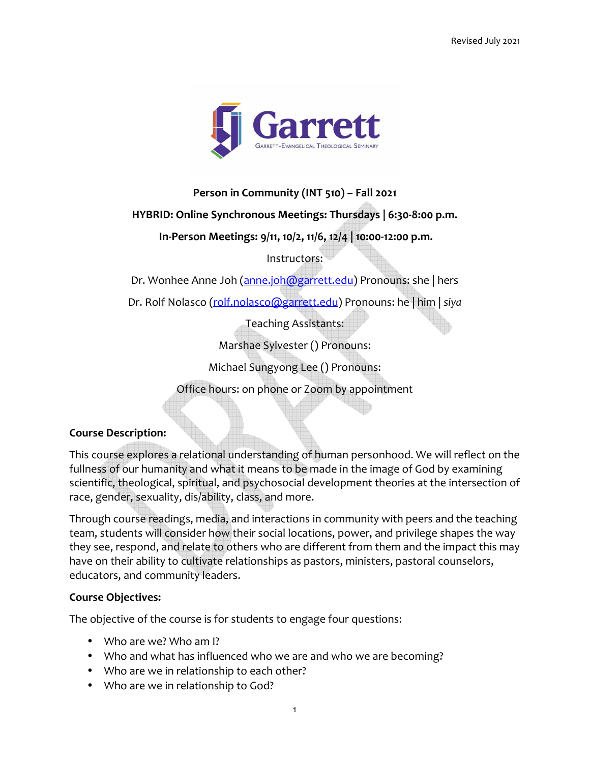Revised July 2021

**Person in Community (INT 510) – Fall 2021**

**HYBRID: Online Synchronous Meetings: Thursdays | 6:30-8:00 p.m.**

**In-Person Meetings: 9/11, 10/2, 11/6, 12/4 | 10:00-12:00 p.m.**

Instructors:

Dr. Wonhee Anne Joh (anne.joh@garrett.edu) Pronouns: she | hers

Dr. Rolf Nolasco (rolf.nolasco@garrett.edu) Pronouns: he | him | *siya*

Teaching Assistants:

Marshae Sylvester () Pronouns:

Michael Sungyong Lee () Pronouns:

Office hours: on phone or Zoom by appointment

**Course Description:**

This course explores a relational understanding of human personhood. We will reflect on the fullness of our humanity and what it means to be made in the image of God by examining scientific, theological, spiritual, and psychosocial development theories at the intersection of race, gender, sexuality, dis/ability, class, and more.

Through course readings, media, and interactions in community with peers and the teaching team, students will consider how their social locations, power, and privilege shapes the way they see, respond, and relate to others who are different from them and the impact this may have on their ability to cultivate relationships as pastors, ministers, pastoral counselors, educators, and community leaders.

**Course Objectives:**

The objective of the course is for students to engage four questions:

- Who are we? Who am I?
- Who and what has influenced who we are and who we are becoming?
- Who are we in relationship to each other?
- Who are we in relationship to God?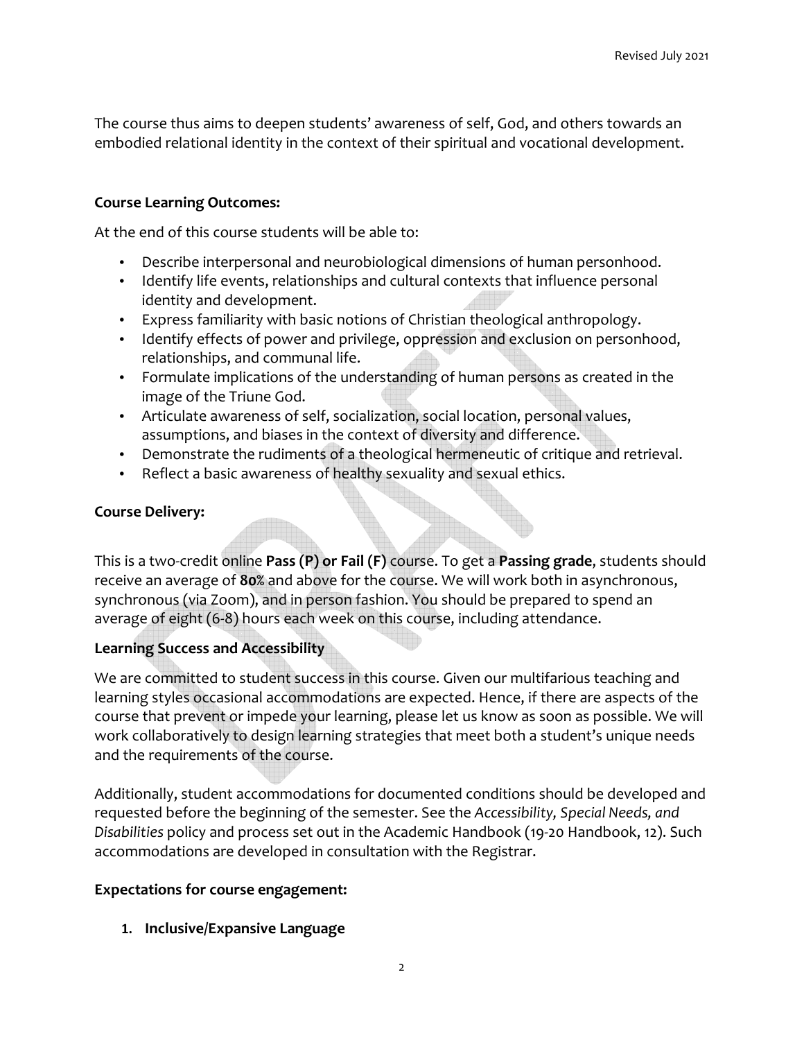The course thus aims to deepen students' awareness of self, God, and others towards an embodied relational identity in the context of their spiritual and vocational development.

**Course Learning Outcomes:**

At the end of this course students will be able to:

- Describe interpersonal and neurobiological dimensions of human personhood.
- Identify life events, relationships and cultural contexts that influence personal identity and development.
- Express familiarity with basic notions of Christian theological anthropology.
- Identify effects of power and privilege, oppression and exclusion on personhood, relationships, and communal life.
- Formulate implications of the understanding of human persons as created in the image of the Triune God.
- Articulate awareness of self, socialization, social location, personal values, assumptions, and biases in the context of diversity and difference.
- Demonstrate the rudiments of a theological hermeneutic of critique and retrieval.
- Reflect a basic awareness of healthy sexuality and sexual ethics.

**Course Delivery:**

This is a two-credit online **Pass (P) or Fail (F)** course. To get a **Passing grade**, students should receive an average of **80%** and above for the course. We will work both in asynchronous, synchronous (via Zoom), and in person fashion. You should be prepared to spend an average of eight (6-8) hours each week on this course, including attendance.

**Learning Success and Accessibility**

We are committed to student success in this course. Given our multifarious teaching and learning styles occasional accommodations are expected. Hence, if there are aspects of the course that prevent or impede your learning, please let us know as soon as possible. We will work collaboratively to design learning strategies that meet both a student's unique needs and the requirements of the course.

Additionally, student accommodations for documented conditions should be developed and requested before the beginning of the semester. See the *Accessibility, Special Needs, and Disabilities* policy and process set out in the Academic Handbook (19-20 Handbook, 12). Such accommodations are developed in consultation with the Registrar.

**Expectations for course engagement:**

1. **Inclusive/Expansive Language**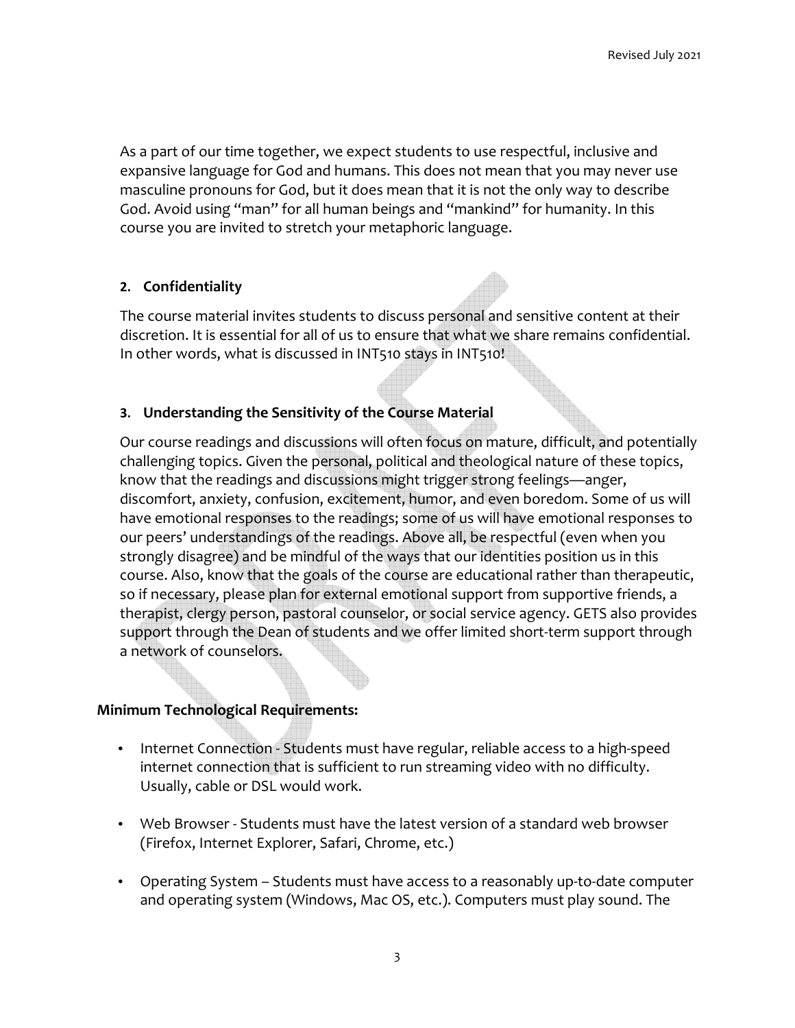As a part of our time together, we expect students to use respectful, inclusive and expansive language for God and humans. This does not mean that you may never use masculine pronouns for God, but it does mean that it is not the only way to describe God. Avoid using "man" for all human beings and "mankind" for humanity. In this course you are invited to stretch your metaphoric language.

2. **Confidentiality**

The course material invites students to discuss personal and sensitive content at their discretion. It is essential for all of us to ensure that what we share remains confidential. In other words, what is discussed in INT510 stays in INT510!

3. **Understanding the Sensitivity of the Course Material**

Our course readings and discussions will often focus on mature, difficult, and potentially challenging topics. Given the personal, political and theological nature of these topics, know that the readings and discussions might trigger strong feelings—anger, discomfort, anxiety, confusion, excitement, humor, and even boredom. Some of us will have emotional responses to the readings; some of us will have emotional responses to our peers' understandings of the readings. Above all, be respectful (even when you strongly disagree) and be mindful of the ways that our identities position us in this course. Also, know that the goals of the course are educational rather than therapeutic, so if necessary, please plan for external emotional support from supportive friends, a therapist, clergy person, pastoral counselor, or social service agency. GETS also provides support through the Dean of students and we offer limited short-term support through a network of counselors.

**Minimum Technological Requirements:**

- Internet Connection - Students must have regular, reliable access to a high-speed internet connection that is sufficient to run streaming video with no difficulty. Usually, cable or DSL would work.
- Web Browser - Students must have the latest version of a standard web browser (Firefox, Internet Explorer, Safari, Chrome, etc.)
- Operating System – Students must have access to a reasonably up-to-date computer and operating system (Windows, Mac OS, etc.). Computers must play sound. The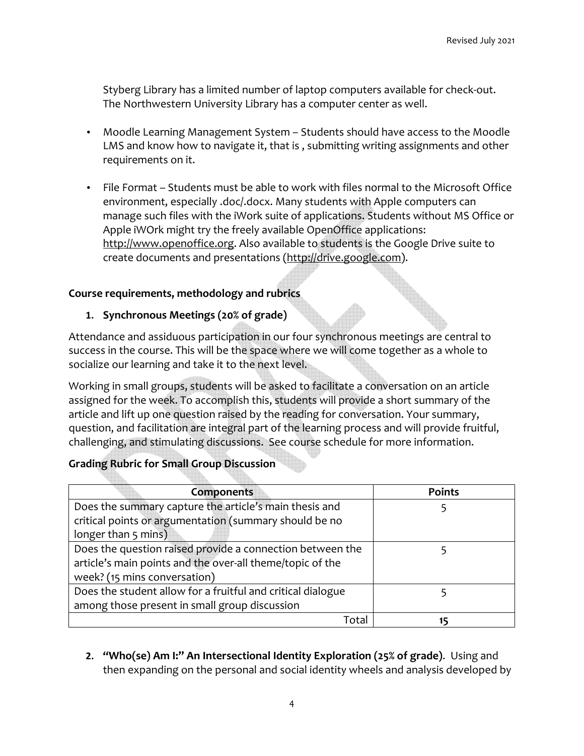Styberg Library has a limited number of laptop computers available for check-out. The Northwestern University Library has a computer center as well.

- Moodle Learning Management System – Students should have access to the Moodle LMS and know how to navigate it, that is , submitting writing assignments and other requirements on it.

- File Format – Students must be able to work with files normal to the Microsoft Office environment, especially .doc/.docx. Many students with Apple computers can manage such files with the iWork suite of applications. Students without MS Office or Apple iWOrk might try the freely available OpenOffice applications: http://www.openoffice.org. Also available to students is the Google Drive suite to create documents and presentations (http://drive.google.com).

**Course requirements, methodology and rubrics**

1. **Synchronous Meetings (20% of grade)**

Attendance and assiduous participation in our four synchronous meetings are central to success in the course. This will be the space where we will come together as a whole to socialize our learning and take it to the next level.

Working in small groups, students will be asked to facilitate a conversation on an article assigned for the week. To accomplish this, students will provide a short summary of the article and lift up one question raised by the reading for conversation. Your summary, question, and facilitation are integral part of the learning process and will provide fruitful, challenging, and stimulating discussions. See course schedule for more information.

**Grading Rubric for Small Group Discussion**

| Components | Points |
|---|---|
| Does the summary capture the article's main thesis and critical points or argumentation (summary should be no longer than 5 mins) | 5 |
| Does the question raised provide a connection between the article's main points and the over-all theme/topic of the week? (15 mins conversation) | 5 |
| Does the student allow for a fruitful and critical dialogue among those present in small group discussion | 5 |
| Total | **15** |

2. **"Who(se) Am I:" An Intersectional Identity Exploration (25% of grade)**. Using and then expanding on the personal and social identity wheels and analysis developed by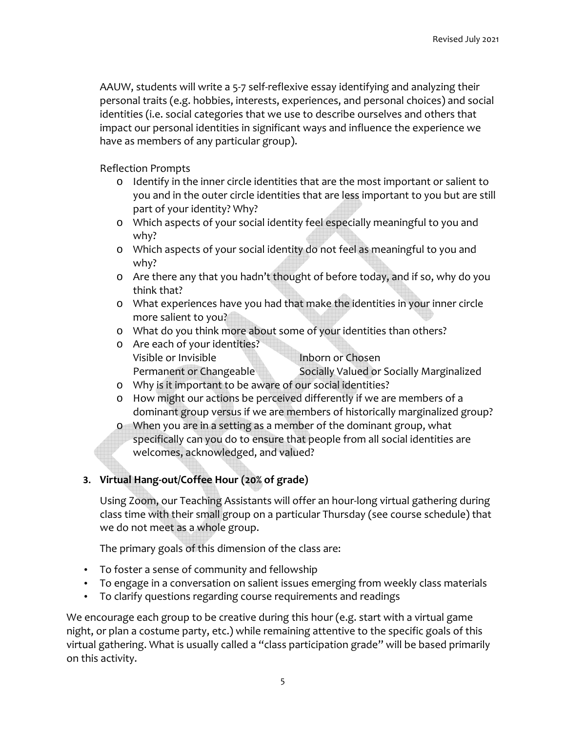AAUW, students will write a 5-7 self-reflexive essay identifying and analyzing their personal traits (e.g. hobbies, interests, experiences, and personal choices) and social identities (i.e. social categories that we use to describe ourselves and others that impact our personal identities in significant ways and influence the experience we have as members of any particular group).

Reflection Prompts

- Identify in the inner circle identities that are the most important or salient to you and in the outer circle identities that are less important to you but are still part of your identity? Why?
- Which aspects of your social identity feel especially meaningful to you and why?
- Which aspects of your social identity do not feel as meaningful to you and why?
- Are there any that you hadn't thought of before today, and if so, why do you think that?
- What experiences have you had that make the identities in your inner circle more salient to you?
- What do you think more about some of your identities than others?
- Are each of your identities?
  Visible or Invisible — Inborn or Chosen
  Permanent or Changeable — Socially Valued or Socially Marginalized
- Why is it important to be aware of our social identities?
- How might our actions be perceived differently if we are members of a dominant group versus if we are members of historically marginalized group?
- When you are in a setting as a member of the dominant group, what specifically can you do to ensure that people from all social identities are welcomes, acknowledged, and valued?

**3. Virtual Hang-out/Coffee Hour (20% of grade)**

Using Zoom, our Teaching Assistants will offer an hour-long virtual gathering during class time with their small group on a particular Thursday (see course schedule) that we do not meet as a whole group.

The primary goals of this dimension of the class are:

- To foster a sense of community and fellowship
- To engage in a conversation on salient issues emerging from weekly class materials
- To clarify questions regarding course requirements and readings

We encourage each group to be creative during this hour (e.g. start with a virtual game night, or plan a costume party, etc.) while remaining attentive to the specific goals of this virtual gathering. What is usually called a "class participation grade" will be based primarily on this activity.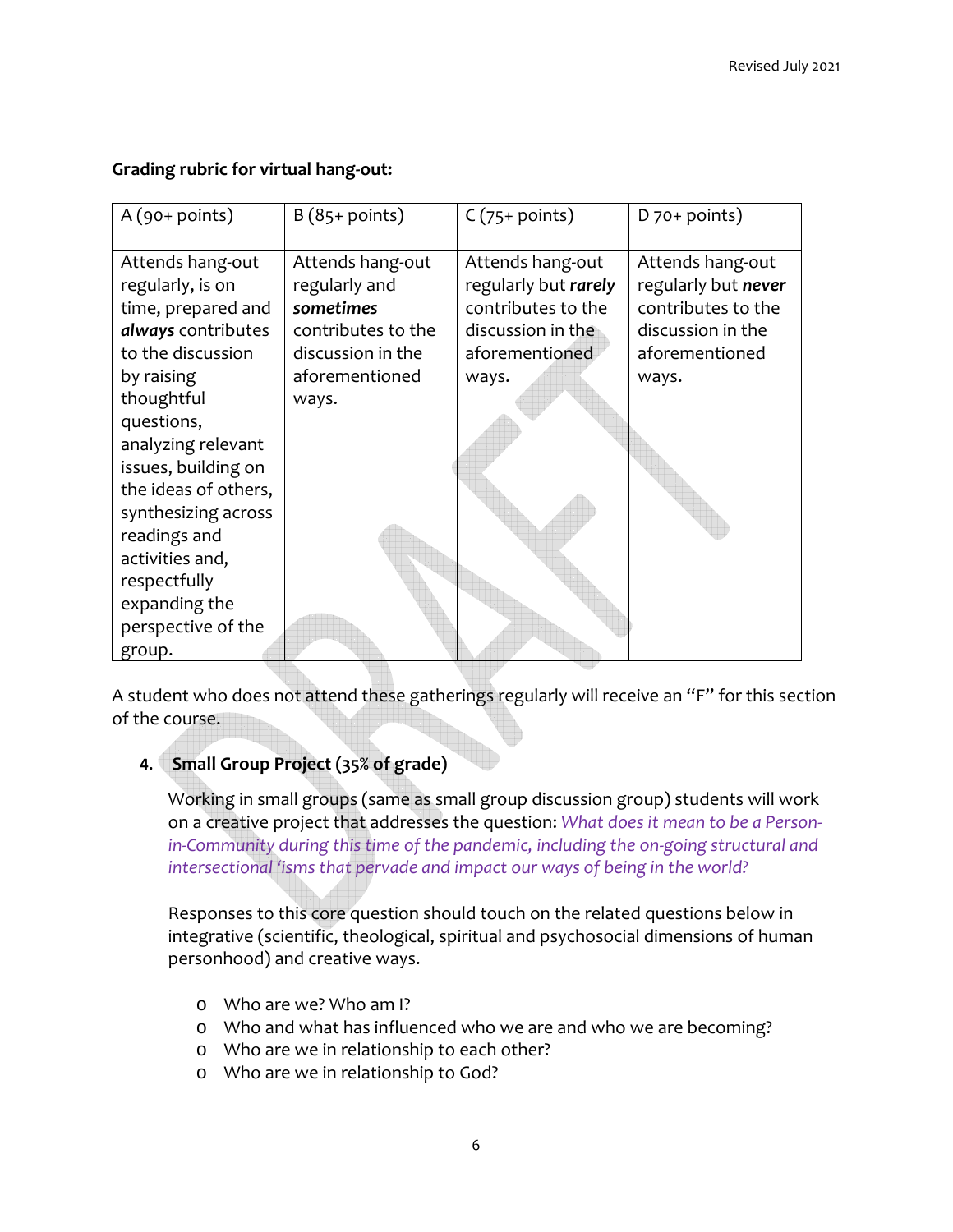**Grading rubric for virtual hang-out:**

| A (90+ points) | B (85+ points) | C (75+ points) | D 70+ points) |
|---|---|---|---|
| Attends hang-out regularly, is on time, prepared and ***always*** contributes to the discussion by raising thoughtful questions, analyzing relevant issues, building on the ideas of others, synthesizing across readings and activities and, respectfully expanding the perspective of the group. | Attends hang-out regularly and ***sometimes*** contributes to the discussion in the aforementioned ways. | Attends hang-out regularly but ***rarely*** contributes to the discussion in the aforementioned ways. | Attends hang-out regularly but ***never*** contributes to the discussion in the aforementioned ways. |

A student who does not attend these gatherings regularly will receive an "F" for this section of the course.

4. **Small Group Project (35% of grade)**

Working in small groups (same as small group discussion group) students will work on a creative project that addresses the question: *What does it mean to be a Person-in-Community during this time of the pandemic, including the on-going structural and intersectional 'isms that pervade and impact our ways of being in the world?*

Responses to this core question should touch on the related questions below in integrative (scientific, theological, spiritual and psychosocial dimensions of human personhood) and creative ways.

- Who are we? Who am I?
- Who and what has influenced who we are and who we are becoming?
- Who are we in relationship to each other?
- Who are we in relationship to God?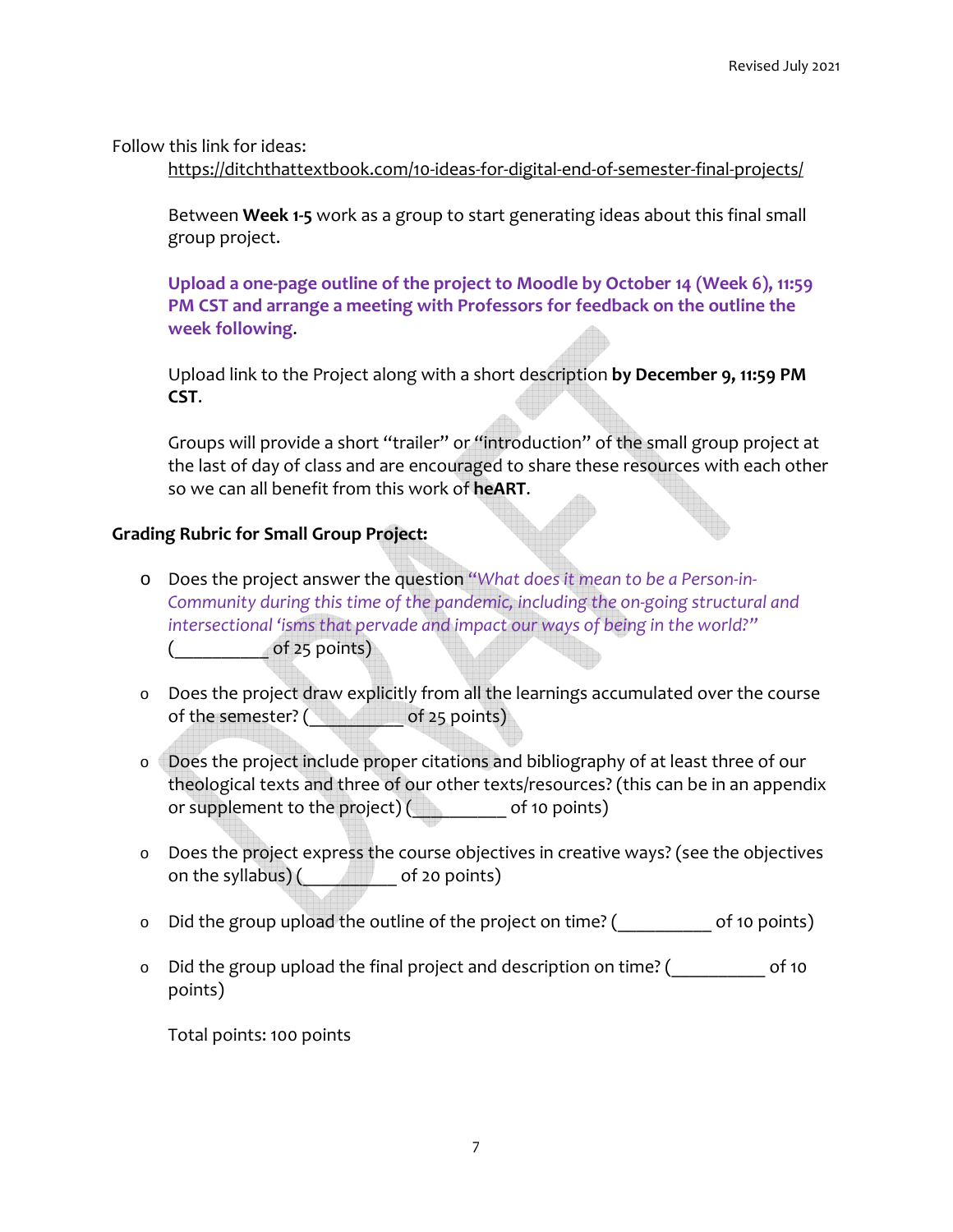Follow this link for ideas:
https://ditchthattextbook.com/10-ideas-for-digital-end-of-semester-final-projects/

Between **Week 1-5** work as a group to start generating ideas about this final small group project.

**Upload a one-page outline of the project to Moodle by October 14 (Week 6), 11:59 PM CST and arrange a meeting with Professors for feedback on the outline the week following**.

Upload link to the Project along with a short description **by December 9, 11:59 PM CST**.

Groups will provide a short "trailer" or "introduction" of the small group project at the last of day of class and are encouraged to share these resources with each other so we can all benefit from this work of **heART**.

**Grading Rubric for Small Group Project:**

- Does the project answer the question *"What does it mean to be a Person-in-Community during this time of the pandemic, including the on-going structural and intersectional 'isms that pervade and impact our ways of being in the world?"* (__________ of 25 points)
- Does the project draw explicitly from all the learnings accumulated over the course of the semester? (__________ of 25 points)
- Does the project include proper citations and bibliography of at least three of our theological texts and three of our other texts/resources? (this can be in an appendix or supplement to the project) (__________ of 10 points)
- Does the project express the course objectives in creative ways? (see the objectives on the syllabus) (__________ of 20 points)
- Did the group upload the outline of the project on time? (__________ of 10 points)
- Did the group upload the final project and description on time? (__________ of 10 points)

Total points: 100 points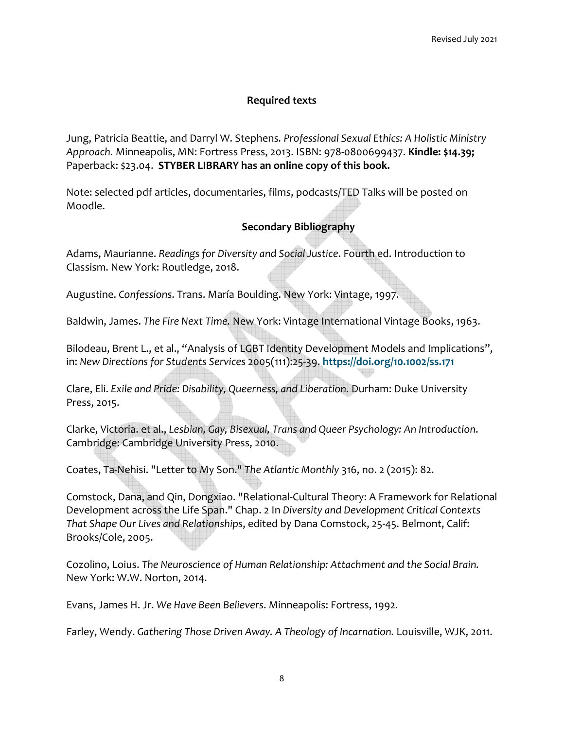## Required texts

Jung, Patricia Beattie, and Darryl W. Stephens. *Professional Sexual Ethics: A Holistic Ministry Approach.* Minneapolis, MN: Fortress Press, 2013. ISBN: 978-0800699437. **Kindle: $14.39;** Paperback: $23.04. **STYBER LIBRARY has an online copy of this book.**

Note: selected pdf articles, documentaries, films, podcasts/TED Talks will be posted on Moodle.

## Secondary Bibliography

Adams, Maurianne. *Readings for Diversity and Social Justice*. Fourth ed. Introduction to Classism. New York: Routledge, 2018.

Augustine. *Confessions*. Trans. María Boulding. New York: Vintage, 1997.

Baldwin, James. *The Fire Next Time.* New York: Vintage International Vintage Books, 1963.

Bilodeau, Brent L., et al., "Analysis of LGBT Identity Development Models and Implications", in: *New Directions for Students Services* 2005(111):25-39. **https://doi.org/10.1002/ss.171**

Clare, Eli. *Exile and Pride: Disability, Queerness, and Liberation.* Durham: Duke University Press, 2015.

Clarke, Victoria. et al., *Lesbian, Gay, Bisexual, Trans and Queer Psychology: An Introduction*. Cambridge: Cambridge University Press, 2010.

Coates, Ta-Nehisi. "Letter to My Son." *The Atlantic Monthly* 316, no. 2 (2015): 82.

Comstock, Dana, and Qin, Dongxiao. "Relational-Cultural Theory: A Framework for Relational Development across the Life Span." Chap. 2 In *Diversity and Development Critical Contexts That Shape Our Lives and Relationships*, edited by Dana Comstock, 25-45. Belmont, Calif: Brooks/Cole, 2005.

Cozolino, Loius. *The Neuroscience of Human Relationship: Attachment and the Social Brain.* New York: W.W. Norton, 2014.

Evans, James H. Jr. *We Have Been Believers*. Minneapolis: Fortress, 1992.

Farley, Wendy. *Gathering Those Driven Away. A Theology of Incarnation.* Louisville, WJK, 2011.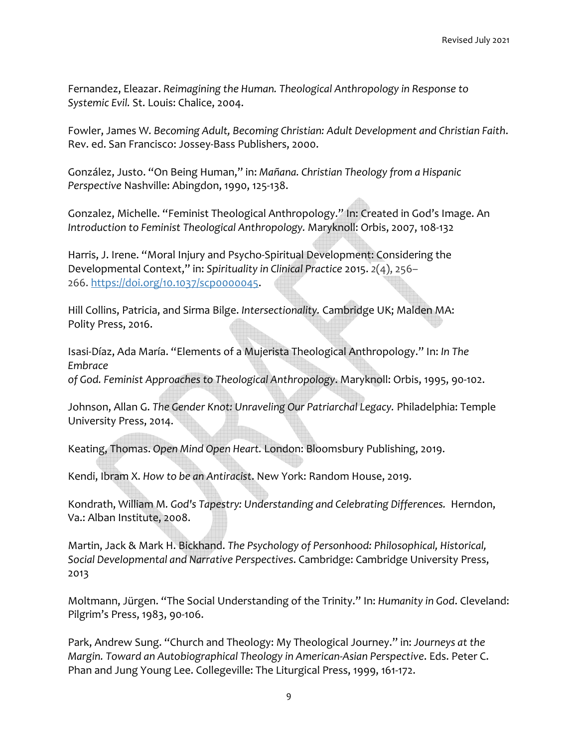Fernandez, Eleazar. *Reimagining the Human. Theological Anthropology in Response to Systemic Evil.* St. Louis: Chalice, 2004.

Fowler, James W. *Becoming Adult, Becoming Christian: Adult Development and Christian Faith*. Rev. ed. San Francisco: Jossey-Bass Publishers, 2000.

González, Justo. "On Being Human," in: *Mañana. Christian Theology from a Hispanic Perspective* Nashville: Abingdon, 1990, 125-138.

Gonzalez, Michelle. "Feminist Theological Anthropology." In: Created in God's Image. An *Introduction to Feminist Theological Anthropology.* Maryknoll: Orbis, 2007, 108-132

Harris, J. Irene. "Moral Injury and Psycho-Spiritual Development: Considering the Developmental Context," in: *Spirituality in Clinical Practice* 2015. 2(4), 256–266. https://doi.org/10.1037/scp0000045.

Hill Collins, Patricia, and Sirma Bilge. *Intersectionality.* Cambridge UK; Malden MA: Polity Press, 2016.

Isasi-Díaz, Ada María. "Elements of a Mujerista Theological Anthropology." In: *In The Embrace of God. Feminist Approaches to Theological Anthropology*. Maryknoll: Orbis, 1995, 90-102.

Johnson, Allan G. *The Gender Knot: Unraveling Our Patriarchal Legacy.* Philadelphia: Temple University Press, 2014.

Keating, Thomas. *Open Mind Open Heart.* London: Bloomsbury Publishing, 2019.

Kendi, Ibram X. *How to be an Antiracist*. New York: Random House, 2019.

Kondrath, William M. *God's Tapestry: Understanding and Celebrating Differences.* Herndon, Va.: Alban Institute, 2008.

Martin, Jack & Mark H. Bickhand. *The Psychology of Personhood: Philosophical, Historical, Social Developmental and Narrative Perspectives*. Cambridge: Cambridge University Press, 2013

Moltmann, Jürgen. "The Social Understanding of the Trinity." In: *Humanity in God*. Cleveland: Pilgrim's Press, 1983, 90-106.

Park, Andrew Sung. "Church and Theology: My Theological Journey." in: *Journeys at the Margin. Toward an Autobiographical Theology in American-Asian Perspective*. Eds. Peter C. Phan and Jung Young Lee. Collegeville: The Liturgical Press, 1999, 161-172.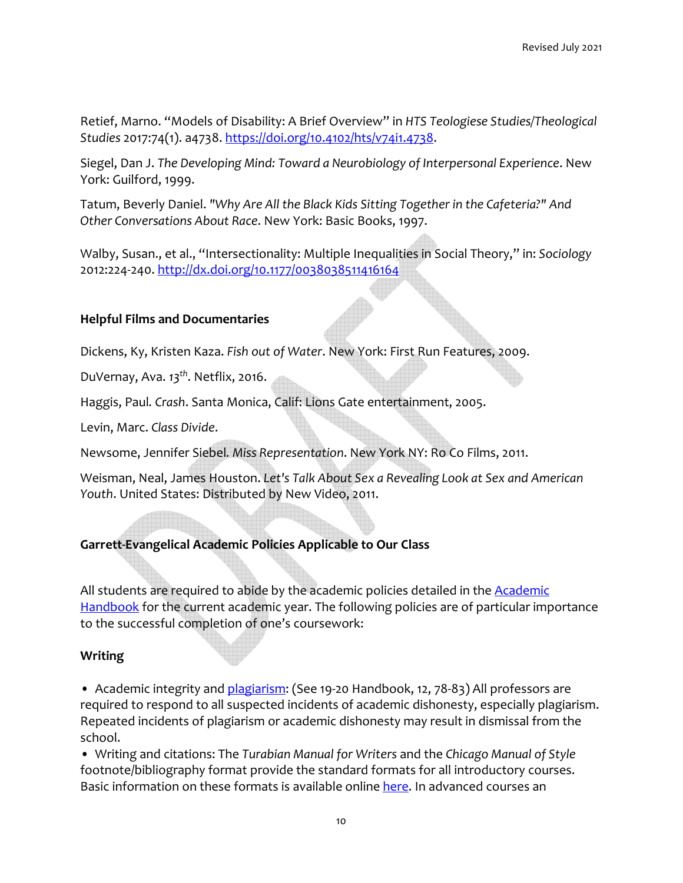Retief, Marno. "Models of Disability: A Brief Overview" in *HTS Teologiese Studies/Theological Studies* 2017:74(1). a4738. https://doi.org/10.4102/hts/v74i1.4738.

Siegel, Dan J. *The Developing Mind: Toward a Neurobiology of Interpersonal Experience*. New York: Guilford, 1999.

Tatum, Beverly Daniel. *"Why Are All the Black Kids Sitting Together in the Cafeteria?" And Other Conversations About Race*. New York: Basic Books, 1997.

Walby, Susan., et al., "Intersectionality: Multiple Inequalities in Social Theory," in: *Sociology* 2012:224-240. http://dx.doi.org/10.1177/0038038511416164

**Helpful Films and Documentaries**

Dickens, Ky, Kristen Kaza. *Fish out of Water*. New York: First Run Features, 2009.

DuVernay, Ava. *13th*. Netflix, 2016.

Haggis, Paul. *Crash*. Santa Monica, Calif: Lions Gate entertainment, 2005.

Levin, Marc. *Class Divide*.

Newsome, Jennifer Siebel. *Miss Representation*. New York NY: Ro Co Films, 2011.

Weisman, Neal, James Houston. *Let's Talk About Sex a Revealing Look at Sex and American Youth*. United States: Distributed by New Video, 2011.

**Garrett-Evangelical Academic Policies Applicable to Our Class**

All students are required to abide by the academic policies detailed in the Academic Handbook for the current academic year. The following policies are of particular importance to the successful completion of one's coursework:

**Writing**

- Academic integrity and plagiarism: (See 19-20 Handbook, 12, 78-83) All professors are required to respond to all suspected incidents of academic dishonesty, especially plagiarism. Repeated incidents of plagiarism or academic dishonesty may result in dismissal from the school.
- Writing and citations: The *Turabian Manual for Writers* and the *Chicago Manual of Style* footnote/bibliography format provide the standard formats for all introductory courses. Basic information on these formats is available online here. In advanced courses an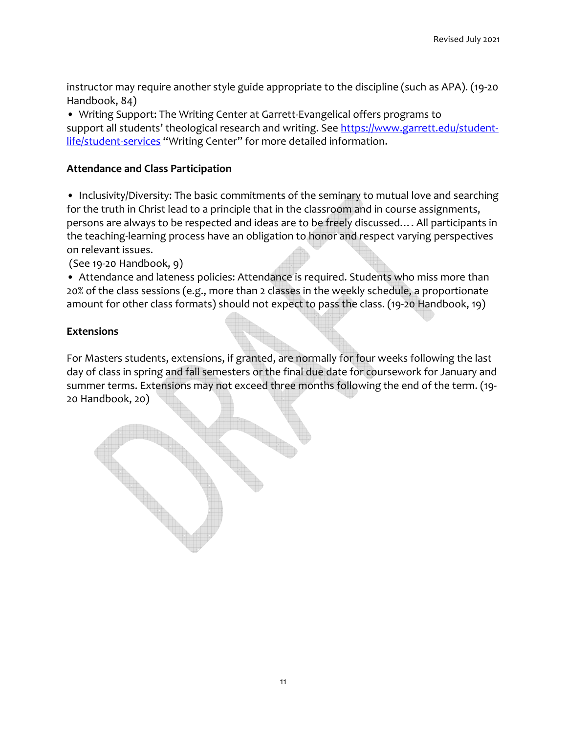instructor may require another style guide appropriate to the discipline (such as APA). (19-20 Handbook, 84)

• Writing Support: The Writing Center at Garrett-Evangelical offers programs to support all students' theological research and writing. See [https://www.garrett.edu/student-life/student-services](https://www.garrett.edu/student-life/student-services) "Writing Center" for more detailed information.

### Attendance and Class Participation

• Inclusivity/Diversity: The basic commitments of the seminary to mutual love and searching for the truth in Christ lead to a principle that in the classroom and in course assignments, persons are always to be respected and ideas are to be freely discussed.… All participants in the teaching-learning process have an obligation to honor and respect varying perspectives on relevant issues.
(See 19-20 Handbook, 9)

• Attendance and lateness policies: Attendance is required. Students who miss more than 20% of the class sessions (e.g., more than 2 classes in the weekly schedule, a proportionate amount for other class formats) should not expect to pass the class. (19-20 Handbook, 19)

### Extensions

For Masters students, extensions, if granted, are normally for four weeks following the last day of class in spring and fall semesters or the final due date for coursework for January and summer terms. Extensions may not exceed three months following the end of the term. (19-20 Handbook, 20)